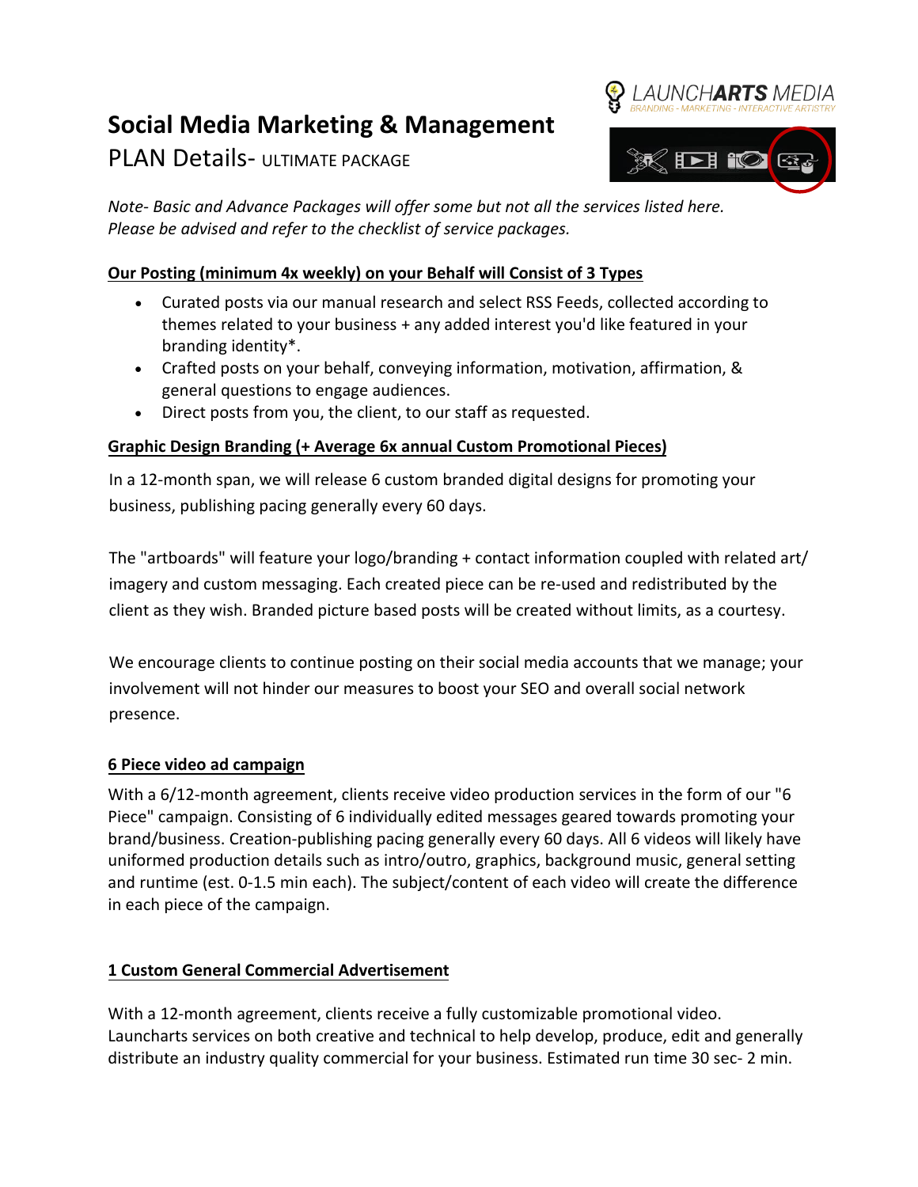# Social Media Marketing & Management

## PLAN Details- ULTIMATE PACKAGE

LAUNCHARTS MEDIA
BRANDING - MARKETING - INTERACTIVE ARTISTRY

*Note- Basic and Advance Packages will offer some but not all the services listed here. Please be advised and refer to the checklist of service packages.*

**Our Posting (minimum 4x weekly) on your Behalf will Consist of 3 Types**

- Curated posts via our manual research and select RSS Feeds, collected according to themes related to your business + any added interest you'd like featured in your branding identity*.
- Crafted posts on your behalf, conveying information, motivation, affirmation, & general questions to engage audiences.
- Direct posts from you, the client, to our staff as requested.

**Graphic Design Branding (+ Average 6x annual Custom Promotional Pieces)**

In a 12-month span, we will release 6 custom branded digital designs for promoting your business, publishing pacing generally every 60 days.

The "artboards" will feature your logo/branding + contact information coupled with related art/ imagery and custom messaging. Each created piece can be re-used and redistributed by the client as they wish. Branded picture based posts will be created without limits, as a courtesy.

We encourage clients to continue posting on their social media accounts that we manage; your involvement will not hinder our measures to boost your SEO and overall social network presence.

**6 Piece video ad campaign**

With a 6/12-month agreement, clients receive video production services in the form of our "6 Piece" campaign. Consisting of 6 individually edited messages geared towards promoting your brand/business. Creation-publishing pacing generally every 60 days. All 6 videos will likely have uniformed production details such as intro/outro, graphics, background music, general setting and runtime (est. 0-1.5 min each). The subject/content of each video will create the difference in each piece of the campaign.

**1 Custom General Commercial Advertisement**

With a 12-month agreement, clients receive a fully customizable promotional video. Launcharts services on both creative and technical to help develop, produce, edit and generally distribute an industry quality commercial for your business. Estimated run time 30 sec- 2 min.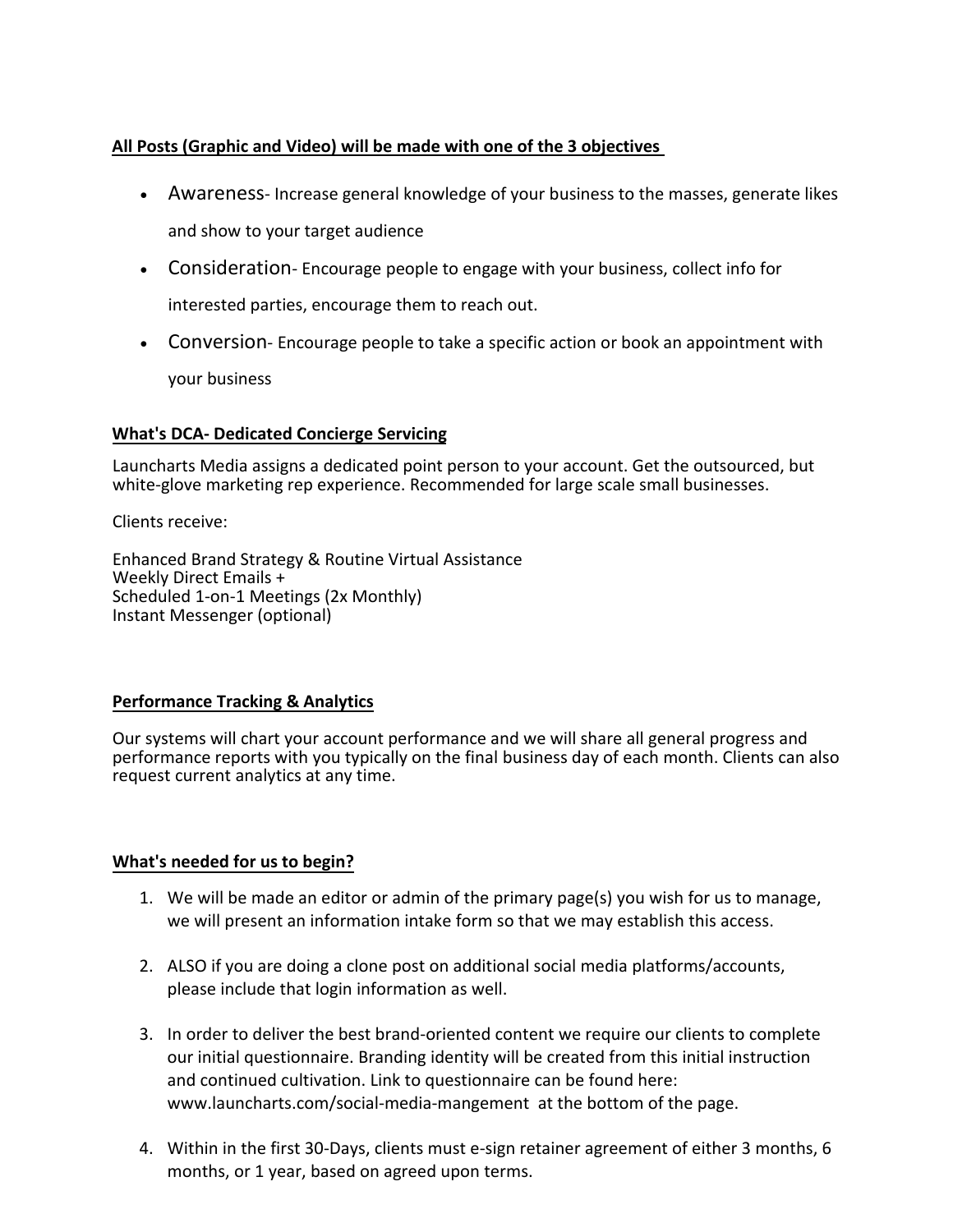**All Posts (Graphic and Video) will be made with one of the 3 objectives**

- Awareness- Increase general knowledge of your business to the masses, generate likes and show to your target audience
- Consideration- Encourage people to engage with your business, collect info for interested parties, encourage them to reach out.
- Conversion- Encourage people to take a specific action or book an appointment with your business

**What's DCA- Dedicated Concierge Servicing**

Launcharts Media assigns a dedicated point person to your account. Get the outsourced, but white-glove marketing rep experience. Recommended for large scale small businesses.

Clients receive:

Enhanced Brand Strategy & Routine Virtual Assistance
Weekly Direct Emails +
Scheduled 1-on-1 Meetings (2x Monthly)
Instant Messenger (optional)

**Performance Tracking & Analytics**

Our systems will chart your account performance and we will share all general progress and performance reports with you typically on the final business day of each month. Clients can also request current analytics at any time.

**What's needed for us to begin?**

1. We will be made an editor or admin of the primary page(s) you wish for us to manage, we will present an information intake form so that we may establish this access.

2. ALSO if you are doing a clone post on additional social media platforms/accounts, please include that login information as well.

3. In order to deliver the best brand-oriented content we require our clients to complete our initial questionnaire. Branding identity will be created from this initial instruction and continued cultivation. Link to questionnaire can be found here: www.launcharts.com/social-media-mangement at the bottom of the page.

4. Within in the first 30-Days, clients must e-sign retainer agreement of either 3 months, 6 months, or 1 year, based on agreed upon terms.